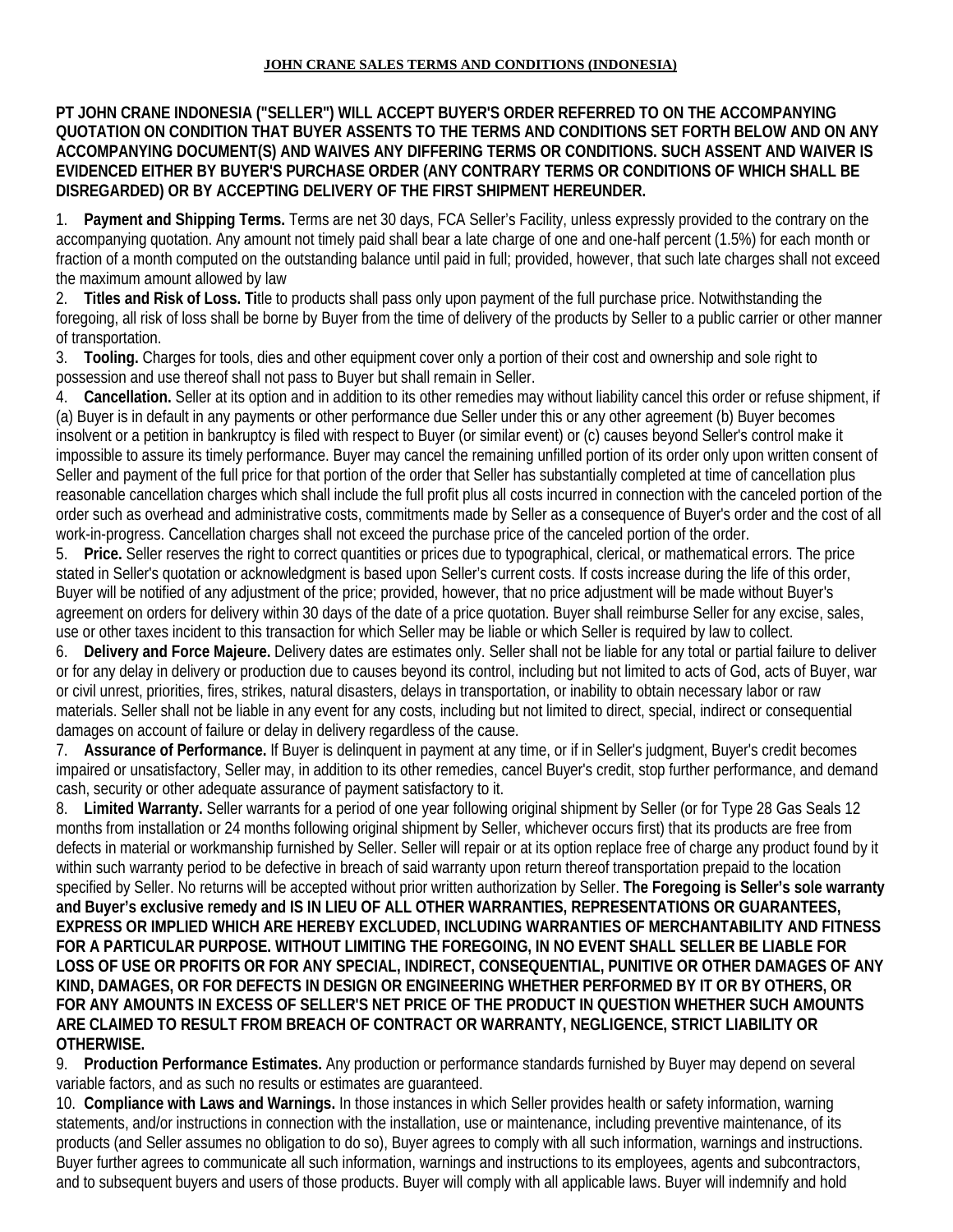**JOHN CRANE SALES TERMS AND CONDITIONS (INDONESIA)**

**PT JOHN CRANE INDONESIA ("SELLER") WILL ACCEPT BUYER'S ORDER REFERRED TO ON THE ACCOMPANYING QUOTATION ON CONDITION THAT BUYER ASSENTS TO THE TERMS AND CONDITIONS SET FORTH BELOW AND ON ANY ACCOMPANYING DOCUMENT(S) AND WAIVES ANY DIFFERING TERMS OR CONDITIONS. SUCH ASSENT AND WAIVER IS EVIDENCED EITHER BY BUYER'S PURCHASE ORDER (ANY CONTRARY TERMS OR CONDITIONS OF WHICH SHALL BE DISREGARDED) OR BY ACCEPTING DELIVERY OF THE FIRST SHIPMENT HEREUNDER.**

1. **Payment and Shipping Terms.** Terms are net 30 days, FCA Seller's Facility, unless expressly provided to the contrary on the accompanying quotation. Any amount not timely paid shall bear a late charge of one and one-half percent (1.5%) for each month or fraction of a month computed on the outstanding balance until paid in full; provided, however, that such late charges shall not exceed the maximum amount allowed by law

2. **Titles and Risk of Loss. Ti**tle to products shall pass only upon payment of the full purchase price. Notwithstanding the foregoing, all risk of loss shall be borne by Buyer from the time of delivery of the products by Seller to a public carrier or other manner of transportation.

3. **Tooling.** Charges for tools, dies and other equipment cover only a portion of their cost and ownership and sole right to possession and use thereof shall not pass to Buyer but shall remain in Seller.

4. **Cancellation.** Seller at its option and in addition to its other remedies may without liability cancel this order or refuse shipment, if (a) Buyer is in default in any payments or other performance due Seller under this or any other agreement (b) Buyer becomes insolvent or a petition in bankruptcy is filed with respect to Buyer (or similar event) or (c) causes beyond Seller's control make it impossible to assure its timely performance. Buyer may cancel the remaining unfilled portion of its order only upon written consent of Seller and payment of the full price for that portion of the order that Seller has substantially completed at time of cancellation plus reasonable cancellation charges which shall include the full profit plus all costs incurred in connection with the canceled portion of the order such as overhead and administrative costs, commitments made by Seller as a consequence of Buyer's order and the cost of all work-in-progress. Cancellation charges shall not exceed the purchase price of the canceled portion of the order.

5. **Price.** Seller reserves the right to correct quantities or prices due to typographical, clerical, or mathematical errors. The price stated in Seller's quotation or acknowledgment is based upon Seller's current costs. If costs increase during the life of this order, Buyer will be notified of any adjustment of the price; provided, however, that no price adjustment will be made without Buyer's agreement on orders for delivery within 30 days of the date of a price quotation. Buyer shall reimburse Seller for any excise, sales, use or other taxes incident to this transaction for which Seller may be liable or which Seller is required by law to collect.

6. **Delivery and Force Majeure.** Delivery dates are estimates only. Seller shall not be liable for any total or partial failure to deliver or for any delay in delivery or production due to causes beyond its control, including but not limited to acts of God, acts of Buyer, war or civil unrest, priorities, fires, strikes, natural disasters, delays in transportation, or inability to obtain necessary labor or raw materials. Seller shall not be liable in any event for any costs, including but not limited to direct, special, indirect or consequential damages on account of failure or delay in delivery regardless of the cause.

7. **Assurance of Performance.** If Buyer is delinquent in payment at any time, or if in Seller's judgment, Buyer's credit becomes impaired or unsatisfactory, Seller may, in addition to its other remedies, cancel Buyer's credit, stop further performance, and demand cash, security or other adequate assurance of payment satisfactory to it.

8. **Limited Warranty.** Seller warrants for a period of one year following original shipment by Seller (or for Type 28 Gas Seals 12 months from installation or 24 months following original shipment by Seller, whichever occurs first) that its products are free from defects in material or workmanship furnished by Seller. Seller will repair or at its option replace free of charge any product found by it within such warranty period to be defective in breach of said warranty upon return thereof transportation prepaid to the location specified by Seller. No returns will be accepted without prior written authorization by Seller. **The Foregoing is Seller's sole warranty and Buyer's exclusive remedy and IS IN LIEU OF ALL OTHER WARRANTIES, REPRESENTATIONS OR GUARANTEES, EXPRESS OR IMPLIED WHICH ARE HEREBY EXCLUDED, INCLUDING WARRANTIES OF MERCHANTABILITY AND FITNESS FOR A PARTICULAR PURPOSE. WITHOUT LIMITING THE FOREGOING, IN NO EVENT SHALL SELLER BE LIABLE FOR LOSS OF USE OR PROFITS OR FOR ANY SPECIAL, INDIRECT, CONSEQUENTIAL, PUNITIVE OR OTHER DAMAGES OF ANY KIND, DAMAGES, OR FOR DEFECTS IN DESIGN OR ENGINEERING WHETHER PERFORMED BY IT OR BY OTHERS, OR FOR ANY AMOUNTS IN EXCESS OF SELLER'S NET PRICE OF THE PRODUCT IN QUESTION WHETHER SUCH AMOUNTS ARE CLAIMED TO RESULT FROM BREACH OF CONTRACT OR WARRANTY, NEGLIGENCE, STRICT LIABILITY OR OTHERWISE.**

9. **Production Performance Estimates.** Any production or performance standards furnished by Buyer may depend on several variable factors, and as such no results or estimates are guaranteed.

10. **Compliance with Laws and Warnings.** In those instances in which Seller provides health or safety information, warning statements, and/or instructions in connection with the installation, use or maintenance, including preventive maintenance, of its products (and Seller assumes no obligation to do so), Buyer agrees to comply with all such information, warnings and instructions. Buyer further agrees to communicate all such information, warnings and instructions to its employees, agents and subcontractors, and to subsequent buyers and users of those products. Buyer will comply with all applicable laws. Buyer will indemnify and hold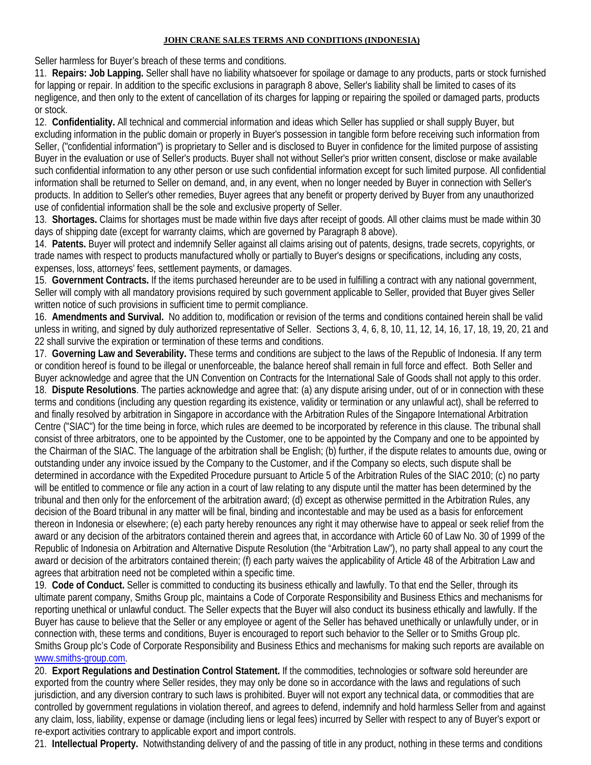Seller harmless for Buyer's breach of these terms and conditions.

11. **Repairs: Job Lapping.** Seller shall have no liability whatsoever for spoilage or damage to any products, parts or stock furnished for lapping or repair. In addition to the specific exclusions in paragraph 8 above, Seller's liability shall be limited to cases of its negligence, and then only to the extent of cancellation of its charges for lapping or repairing the spoiled or damaged parts, products or stock.

12. **Confidentiality.** All technical and commercial information and ideas which Seller has supplied or shall supply Buyer, but excluding information in the public domain or properly in Buyer's possession in tangible form before receiving such information from Seller, ("confidential information") is proprietary to Seller and is disclosed to Buyer in confidence for the limited purpose of assisting Buyer in the evaluation or use of Seller's products. Buyer shall not without Seller's prior written consent, disclose or make available such confidential information to any other person or use such confidential information except for such limited purpose. All confidential information shall be returned to Seller on demand, and, in any event, when no longer needed by Buyer in connection with Seller's products. In addition to Seller's other remedies, Buyer agrees that any benefit or property derived by Buyer from any unauthorized use of confidential information shall be the sole and exclusive property of Seller.

13. **Shortages.** Claims for shortages must be made within five days after receipt of goods. All other claims must be made within 30 days of shipping date (except for warranty claims, which are governed by Paragraph 8 above).

14. **Patents.** Buyer will protect and indemnify Seller against all claims arising out of patents, designs, trade secrets, copyrights, or trade names with respect to products manufactured wholly or partially to Buyer's designs or specifications, including any costs, expenses, loss, attorneys' fees, settlement payments, or damages.

15. **Government Contracts.** If the items purchased hereunder are to be used in fulfilling a contract with any national government, Seller will comply with all mandatory provisions required by such government applicable to Seller, provided that Buyer gives Seller written notice of such provisions in sufficient time to permit compliance.

16. **Amendments and Survival.** No addition to, modification or revision of the terms and conditions contained herein shall be valid unless in writing, and signed by duly authorized representative of Seller. Sections 3, 4, 6, 8, 10, 11, 12, 14, 16, 17, 18, 19, 20, 21 and 22 shall survive the expiration or termination of these terms and conditions.

17. **Governing Law and Severability.** These terms and conditions are subject to the laws of the Republic of Indonesia. If any term or condition hereof is found to be illegal or unenforceable, the balance hereof shall remain in full force and effect. Both Seller and Buyer acknowledge and agree that the UN Convention on Contracts for the International Sale of Goods shall not apply to this order.

18. **Dispute Resolutions**. The parties acknowledge and agree that: (a) any dispute arising under, out of or in connection with these terms and conditions (including any question regarding its existence, validity or termination or any unlawful act), shall be referred to and finally resolved by arbitration in Singapore in accordance with the Arbitration Rules of the Singapore International Arbitration Centre ("SIAC") for the time being in force, which rules are deemed to be incorporated by reference in this clause. The tribunal shall consist of three arbitrators, one to be appointed by the Customer, one to be appointed by the Company and one to be appointed by the Chairman of the SIAC. The language of the arbitration shall be English; (b) further, if the dispute relates to amounts due, owing or outstanding under any invoice issued by the Company to the Customer, and if the Company so elects, such dispute shall be determined in accordance with the Expedited Procedure pursuant to Article 5 of the Arbitration Rules of the SIAC 2010; (c) no party will be entitled to commence or file any action in a court of law relating to any dispute until the matter has been determined by the tribunal and then only for the enforcement of the arbitration award; (d) except as otherwise permitted in the Arbitration Rules, any decision of the Board tribunal in any matter will be final, binding and incontestable and may be used as a basis for enforcement thereon in Indonesia or elsewhere; (e) each party hereby renounces any right it may otherwise have to appeal or seek relief from the award or any decision of the arbitrators contained therein and agrees that, in accordance with Article 60 of Law No. 30 of 1999 of the Republic of Indonesia on Arbitration and Alternative Dispute Resolution (the "Arbitration Law"), no party shall appeal to any court the award or decision of the arbitrators contained therein; (f) each party waives the applicability of Article 48 of the Arbitration Law and agrees that arbitration need not be completed within a specific time.

19. **Code of Conduct.** Seller is committed to conducting its business ethically and lawfully. To that end the Seller, through its ultimate parent company, Smiths Group plc, maintains a Code of Corporate Responsibility and Business Ethics and mechanisms for reporting unethical or unlawful conduct. The Seller expects that the Buyer will also conduct its business ethically and lawfully. If the Buyer has cause to believe that the Seller or any employee or agent of the Seller has behaved unethically or unlawfully under, or in connection with, these terms and conditions, Buyer is encouraged to report such behavior to the Seller or to Smiths Group plc. Smiths Group plc's Code of Corporate Responsibility and Business Ethics and mechanisms for making such reports are available on www.smiths-group.com.

20. **Export Regulations and Destination Control Statement.** If the commodities, technologies or software sold hereunder are exported from the country where Seller resides, they may only be done so in accordance with the laws and regulations of such jurisdiction, and any diversion contrary to such laws is prohibited. Buyer will not export any technical data, or commodities that are controlled by government regulations in violation thereof, and agrees to defend, indemnify and hold harmless Seller from and against any claim, loss, liability, expense or damage (including liens or legal fees) incurred by Seller with respect to any of Buyer's export or re-export activities contrary to applicable export and import controls.

21. **Intellectual Property.** Notwithstanding delivery of and the passing of title in any product, nothing in these terms and conditions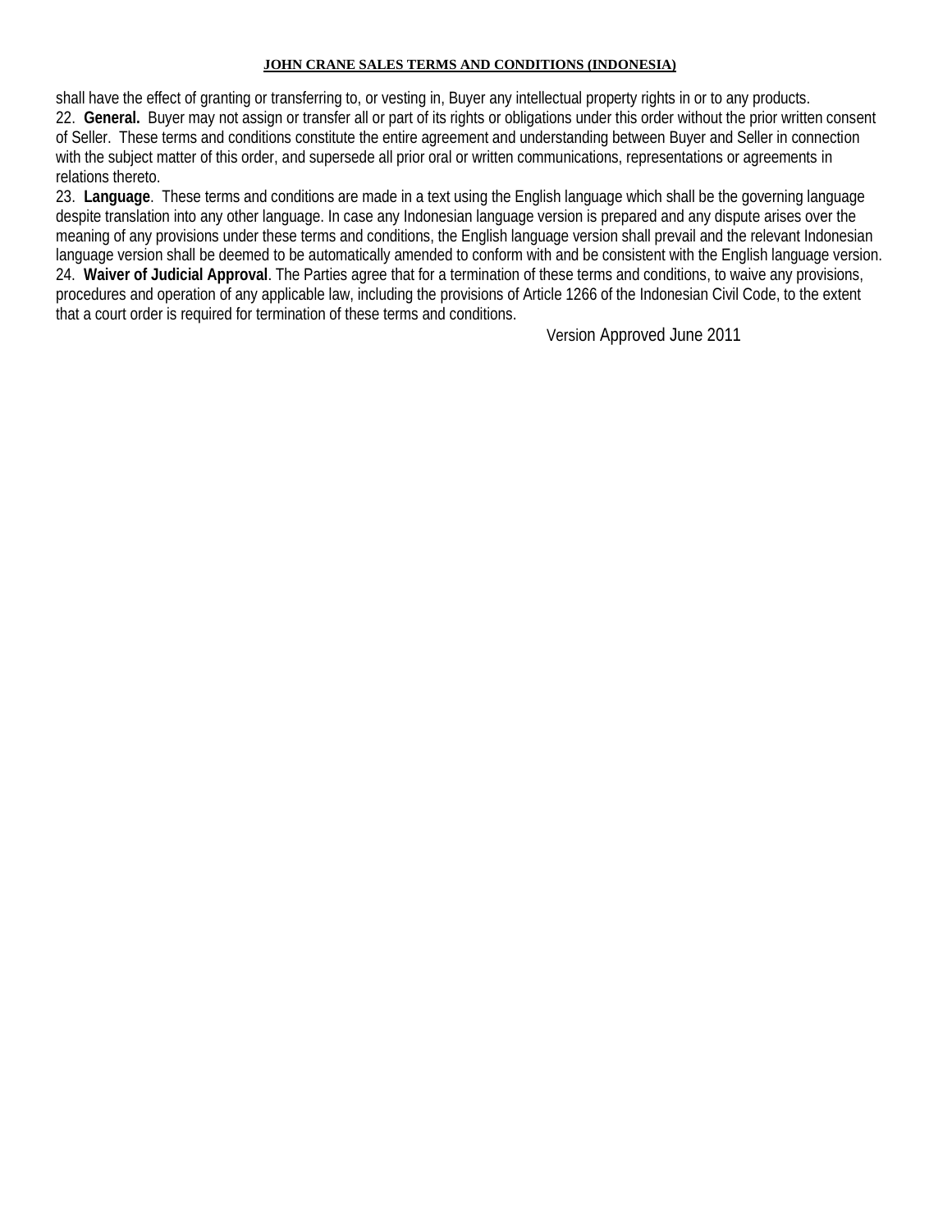shall have the effect of granting or transferring to, or vesting in, Buyer any intellectual property rights in or to any products.

22. **General.** Buyer may not assign or transfer all or part of its rights or obligations under this order without the prior written consent of Seller. These terms and conditions constitute the entire agreement and understanding between Buyer and Seller in connection with the subject matter of this order, and supersede all prior oral or written communications, representations or agreements in relations thereto.

23. **Language**. These terms and conditions are made in a text using the English language which shall be the governing language despite translation into any other language. In case any Indonesian language version is prepared and any dispute arises over the meaning of any provisions under these terms and conditions, the English language version shall prevail and the relevant Indonesian language version shall be deemed to be automatically amended to conform with and be consistent with the English language version.

24. **Waiver of Judicial Approval**. The Parties agree that for a termination of these terms and conditions, to waive any provisions, procedures and operation of any applicable law, including the provisions of Article 1266 of the Indonesian Civil Code, to the extent that a court order is required for termination of these terms and conditions.

Version Approved June 2011